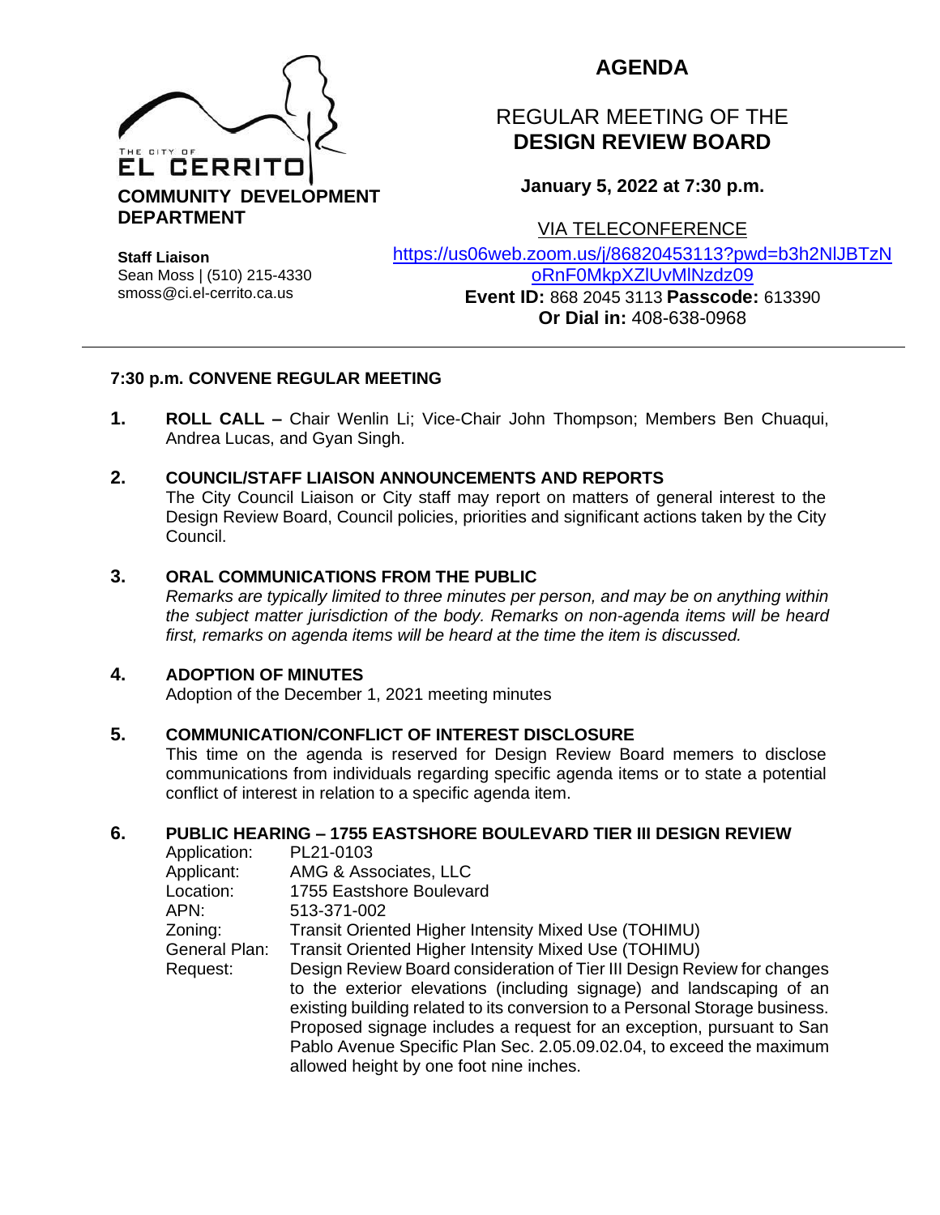THE CITY OF **EL CERRITO**

**COMMUNITY DEVELOPMENT DEPARTMENT**

**Staff Liaison**
Sean Moss | (510) 215-4330
smoss@ci.el-cerrito.ca.us

# AGENDA

## REGULAR MEETING OF THE **DESIGN REVIEW BOARD**

**January 5, 2022 at 7:30 p.m.**

VIA TELECONFERENCE
https://us06web.zoom.us/j/86820453113?pwd=b3h2NlJBTzNoRnF0MkpXZlUvMlNzdz09
**Event ID:** 868 2045 3113 **Passcode:** 613390
**Or Dial in:** 408-638-0968

---

**7:30 p.m. CONVENE REGULAR MEETING**

**1. ROLL CALL –** Chair Wenlin Li; Vice-Chair John Thompson; Members Ben Chuaqui, Andrea Lucas, and Gyan Singh.

**2. COUNCIL/STAFF LIAISON ANNOUNCEMENTS AND REPORTS**
The City Council Liaison or City staff may report on matters of general interest to the Design Review Board, Council policies, priorities and significant actions taken by the City Council.

**3. ORAL COMMUNICATIONS FROM THE PUBLIC**
*Remarks are typically limited to three minutes per person, and may be on anything within the subject matter jurisdiction of the body. Remarks on non-agenda items will be heard first, remarks on agenda items will be heard at the time the item is discussed.*

**4. ADOPTION OF MINUTES**
Adoption of the December 1, 2021 meeting minutes

**5. COMMUNICATION/CONFLICT OF INTEREST DISCLOSURE**
This time on the agenda is reserved for Design Review Board memers to disclose communications from individuals regarding specific agenda items or to state a potential conflict of interest in relation to a specific agenda item.

**6. PUBLIC HEARING – 1755 EASTSHORE BOULEVARD TIER III DESIGN REVIEW**

Application: PL21-0103
Applicant: AMG & Associates, LLC
Location: 1755 Eastshore Boulevard
APN: 513-371-002
Zoning: Transit Oriented Higher Intensity Mixed Use (TOHIMU)
General Plan: Transit Oriented Higher Intensity Mixed Use (TOHIMU)
Request: Design Review Board consideration of Tier III Design Review for changes to the exterior elevations (including signage) and landscaping of an existing building related to its conversion to a Personal Storage business. Proposed signage includes a request for an exception, pursuant to San Pablo Avenue Specific Plan Sec. 2.05.09.02.04, to exceed the maximum allowed height by one foot nine inches.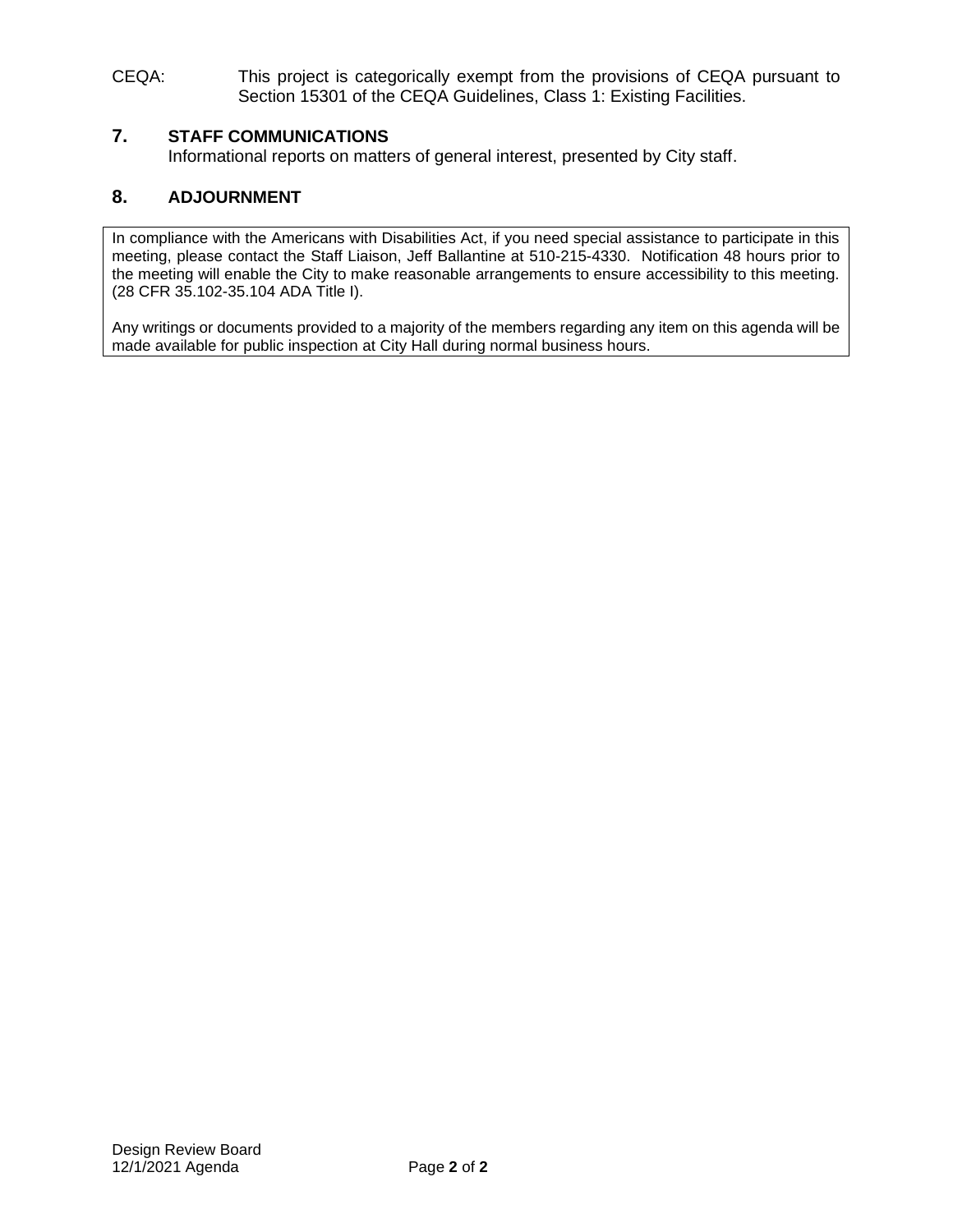CEQA: This project is categorically exempt from the provisions of CEQA pursuant to Section 15301 of the CEQA Guidelines, Class 1: Existing Facilities.

## 7. STAFF COMMUNICATIONS

Informational reports on matters of general interest, presented by City staff.

## 8. ADJOURNMENT

In compliance with the Americans with Disabilities Act, if you need special assistance to participate in this meeting, please contact the Staff Liaison, Jeff Ballantine at 510-215-4330. Notification 48 hours prior to the meeting will enable the City to make reasonable arrangements to ensure accessibility to this meeting. (28 CFR 35.102-35.104 ADA Title I).

Any writings or documents provided to a majority of the members regarding any item on this agenda will be made available for public inspection at City Hall during normal business hours.